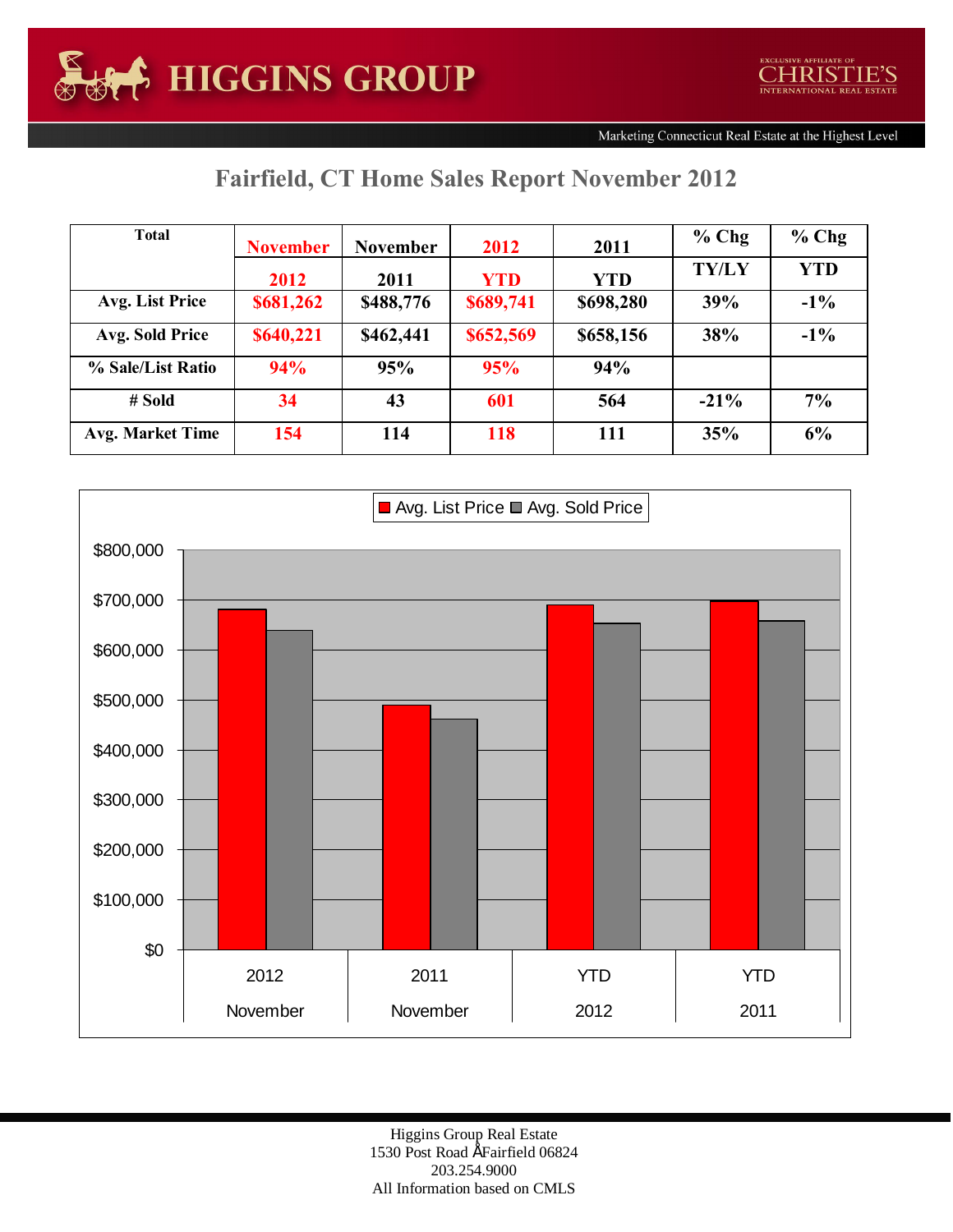HIGGINS GROUP

EXCLUSIVE AFFILIATE OF CHRISTIE'S INTERNATIONAL REAL ESTATE

Marketing Connecticut Real Estate at the Highest Level

# Fairfield, CT Home Sales Report November 2012

| Total | November 2012 | November 2011 | 2012 YTD | 2011 YTD | % Chg TY/LY | % Chg YTD |
|---|---|---|---|---|---|---|
| Avg. List Price | $681,262 | $488,776 | $689,741 | $698,280 | 39% | -1% |
| Avg. Sold Price | $640,221 | $462,441 | $652,569 | $658,156 | 38% | -1% |
| % Sale/List Ratio | 94% | 95% | 95% | 94% | | |
| # Sold | 34 | 43 | 601 | 564 | -21% | 7% |
| Avg. Market Time | 154 | 114 | 118 | 111 | 35% | 6% |

Higgins Group Real Estate
1530 Post Road Fairfield 06824
203.254.9000
All Information based on CMLS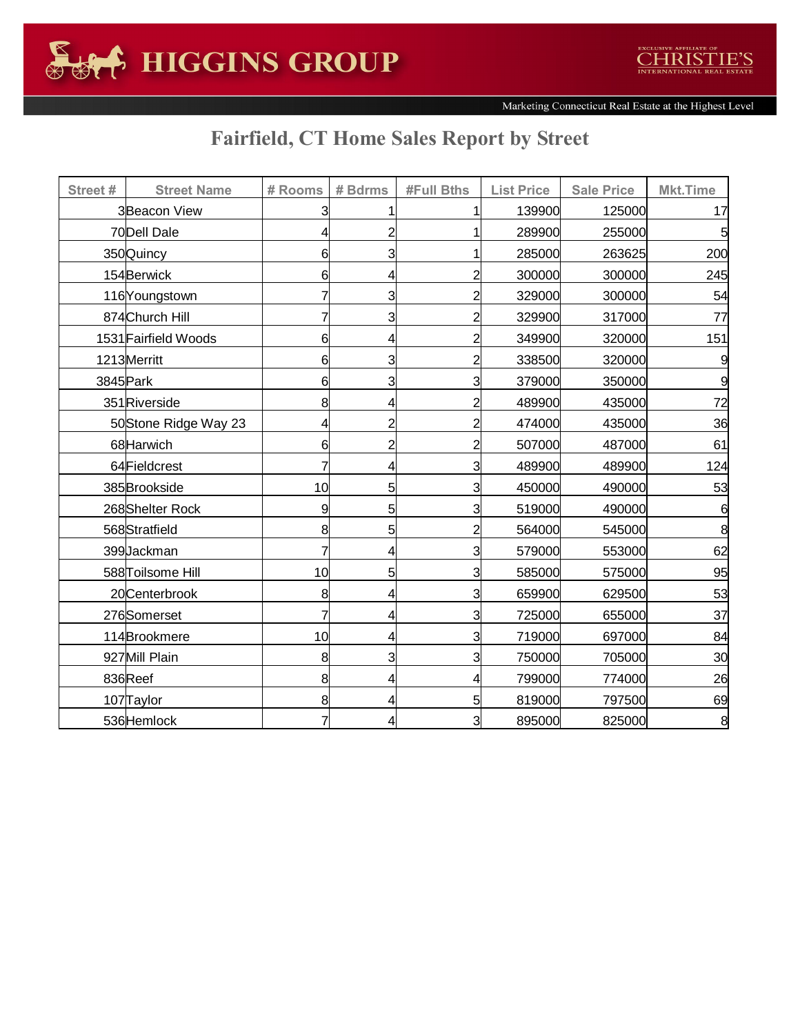# HIGGINS GROUP

Exclusive Affiliate of CHRISTIE'S International Real Estate

Marketing Connecticut Real Estate at the Highest Level

## Fairfield, CT Home Sales Report by Street

| Street # | Street Name | # Rooms | # Bdrms | #Full Bths | List Price | Sale Price | Mkt.Time |
|---|---|---|---|---|---|---|---|
| 3 | Beacon View | 3 | 1 | 1 | 139900 | 125000 | 17 |
| 70 | Dell Dale | 4 | 2 | 1 | 289900 | 255000 | 5 |
| 350 | Quincy | 6 | 3 | 1 | 285000 | 263625 | 200 |
| 154 | Berwick | 6 | 4 | 2 | 300000 | 300000 | 245 |
| 116 | Youngstown | 7 | 3 | 2 | 329000 | 300000 | 54 |
| 874 | Church Hill | 7 | 3 | 2 | 329900 | 317000 | 77 |
| 1531 | Fairfield Woods | 6 | 4 | 2 | 349900 | 320000 | 151 |
| 1213 | Merritt | 6 | 3 | 2 | 338500 | 320000 | 9 |
| 3845 | Park | 6 | 3 | 3 | 379000 | 350000 | 9 |
| 351 | Riverside | 8 | 4 | 2 | 489900 | 435000 | 72 |
| 50 | Stone Ridge Way 23 | 4 | 2 | 2 | 474000 | 435000 | 36 |
| 68 | Harwich | 6 | 2 | 2 | 507000 | 487000 | 61 |
| 64 | Fieldcrest | 7 | 4 | 3 | 489900 | 489900 | 124 |
| 385 | Brookside | 10 | 5 | 3 | 450000 | 490000 | 53 |
| 268 | Shelter Rock | 9 | 5 | 3 | 519000 | 490000 | 6 |
| 568 | Stratfield | 8 | 5 | 2 | 564000 | 545000 | 8 |
| 399 | Jackman | 7 | 4 | 3 | 579000 | 553000 | 62 |
| 588 | Toilsome Hill | 10 | 5 | 3 | 585000 | 575000 | 95 |
| 20 | Centerbrook | 8 | 4 | 3 | 659900 | 629500 | 53 |
| 276 | Somerset | 7 | 4 | 3 | 725000 | 655000 | 37 |
| 114 | Brookmere | 10 | 4 | 3 | 719000 | 697000 | 84 |
| 927 | Mill Plain | 8 | 3 | 3 | 750000 | 705000 | 30 |
| 836 | Reef | 8 | 4 | 4 | 799000 | 774000 | 26 |
| 107 | Taylor | 8 | 4 | 5 | 819000 | 797500 | 69 |
| 536 | Hemlock | 7 | 4 | 3 | 895000 | 825000 | 8 |